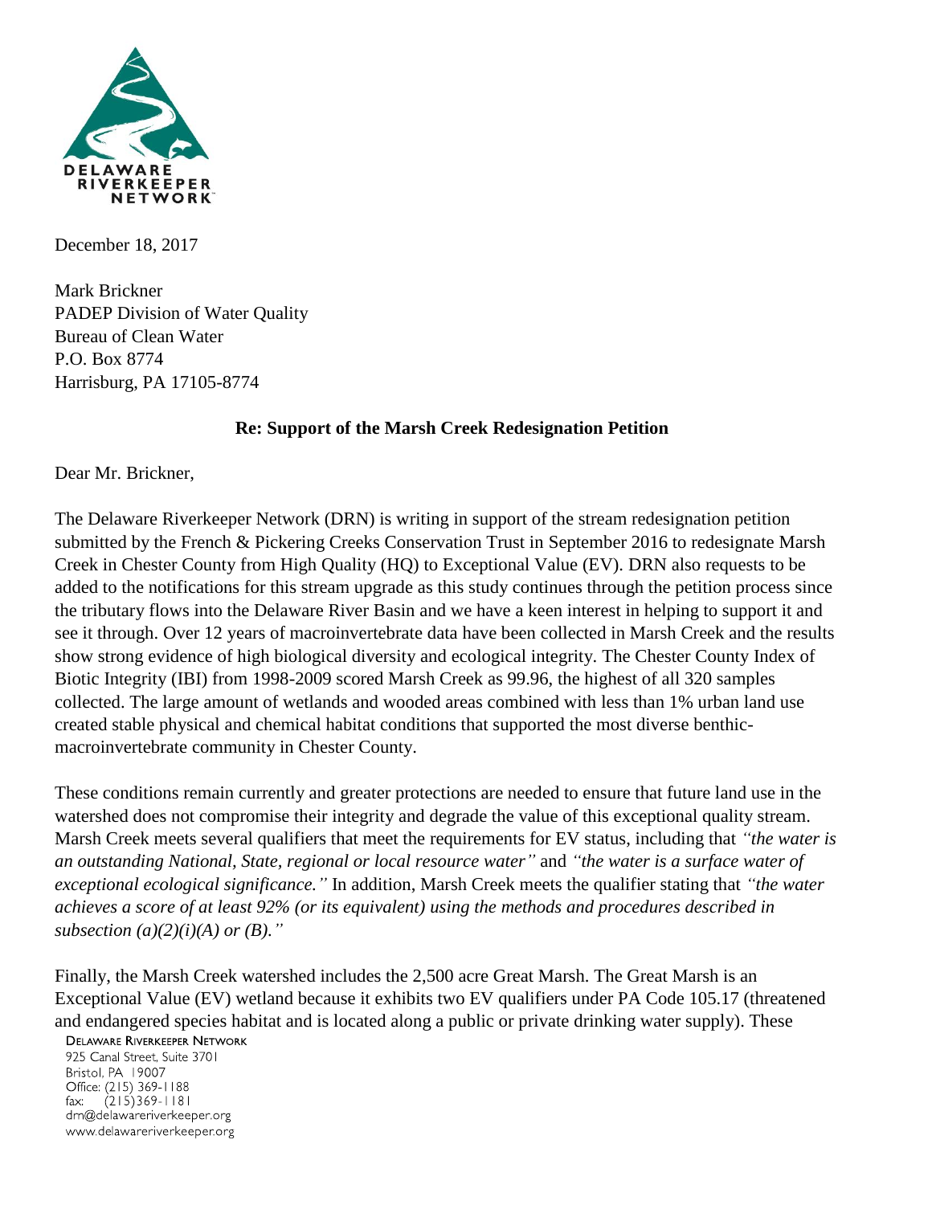DELAWARE RIVERKEEPER NETWORK

December 18, 2017

Mark Brickner
PADEP Division of Water Quality
Bureau of Clean Water
P.O. Box 8774
Harrisburg, PA 17105-8774

**Re: Support of the Marsh Creek Redesignation Petition**

Dear Mr. Brickner,

The Delaware Riverkeeper Network (DRN) is writing in support of the stream redesignation petition submitted by the French & Pickering Creeks Conservation Trust in September 2016 to redesignate Marsh Creek in Chester County from High Quality (HQ) to Exceptional Value (EV). DRN also requests to be added to the notifications for this stream upgrade as this study continues through the petition process since the tributary flows into the Delaware River Basin and we have a keen interest in helping to support it and see it through. Over 12 years of macroinvertebrate data have been collected in Marsh Creek and the results show strong evidence of high biological diversity and ecological integrity. The Chester County Index of Biotic Integrity (IBI) from 1998-2009 scored Marsh Creek as 99.96, the highest of all 320 samples collected. The large amount of wetlands and wooded areas combined with less than 1% urban land use created stable physical and chemical habitat conditions that supported the most diverse benthic-macroinvertebrate community in Chester County.

These conditions remain currently and greater protections are needed to ensure that future land use in the watershed does not compromise their integrity and degrade the value of this exceptional quality stream. Marsh Creek meets several qualifiers that meet the requirements for EV status, including that *"the water is an outstanding National, State, regional or local resource water"* and *"the water is a surface water of exceptional ecological significance."* In addition, Marsh Creek meets the qualifier stating that *"the water achieves a score of at least 92% (or its equivalent) using the methods and procedures described in subsection (a)(2)(i)(A) or (B)."*

Finally, the Marsh Creek watershed includes the 2,500 acre Great Marsh. The Great Marsh is an Exceptional Value (EV) wetland because it exhibits two EV qualifiers under PA Code 105.17 (threatened and endangered species habitat and is located along a public or private drinking water supply). These

DELAWARE RIVERKEEPER NETWORK
925 Canal Street, Suite 3701
Bristol, PA 19007
Office: (215) 369-1188
fax: (215)369-1181
drn@delawareriverkeeper.org
www.delawareriverkeeper.org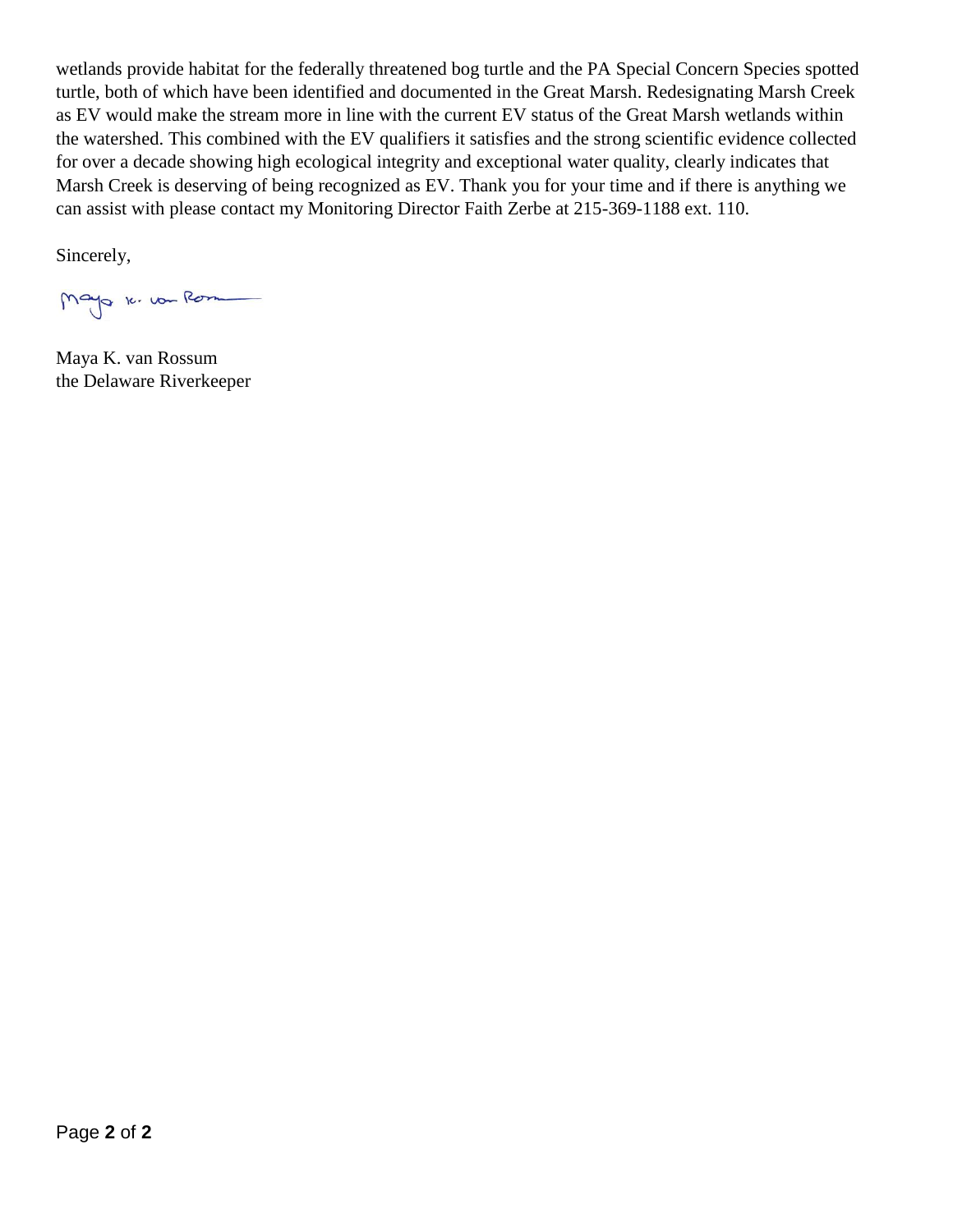wetlands provide habitat for the federally threatened bog turtle and the PA Special Concern Species spotted turtle, both of which have been identified and documented in the Great Marsh. Redesignating Marsh Creek as EV would make the stream more in line with the current EV status of the Great Marsh wetlands within the watershed. This combined with the EV qualifiers it satisfies and the strong scientific evidence collected for over a decade showing high ecological integrity and exceptional water quality, clearly indicates that Marsh Creek is deserving of being recognized as EV. Thank you for your time and if there is anything we can assist with please contact my Monitoring Director Faith Zerbe at 215-369-1188 ext. 110.

Sincerely,

Maya K. van Rossum
the Delaware Riverkeeper